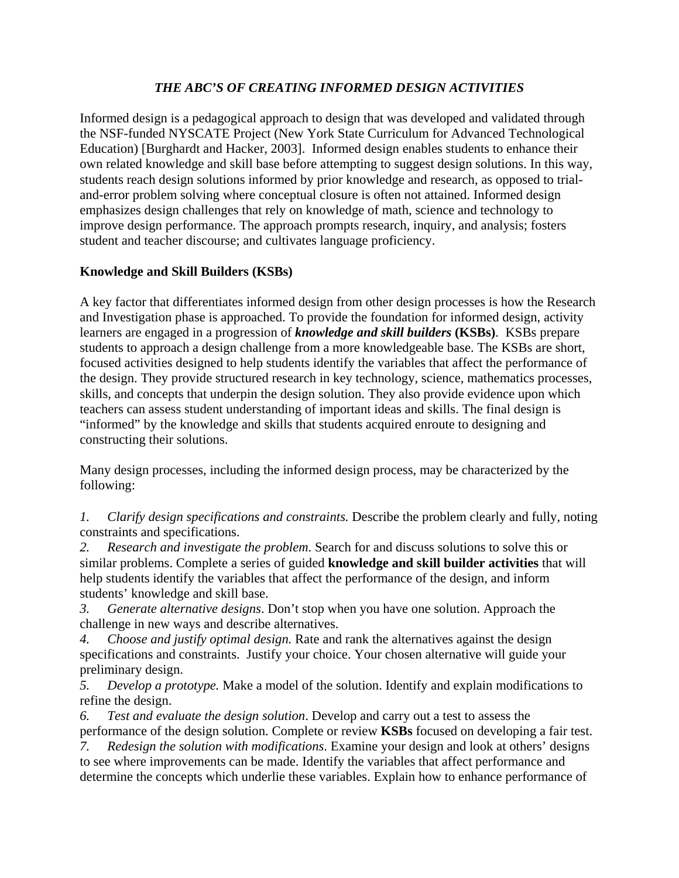# *THE ABC'S OF CREATING INFORMED DESIGN ACTIVITIES*

Informed design is a pedagogical approach to design that was developed and validated through the NSF-funded NYSCATE Project (New York State Curriculum for Advanced Technological Education) [Burghardt and Hacker, 2003]. Informed design enables students to enhance their own related knowledge and skill base before attempting to suggest design solutions. In this way, students reach design solutions informed by prior knowledge and research, as opposed to trial-and-error problem solving where conceptual closure is often not attained. Informed design emphasizes design challenges that rely on knowledge of math, science and technology to improve design performance. The approach prompts research, inquiry, and analysis; fosters student and teacher discourse; and cultivates language proficiency.

## Knowledge and Skill Builders (KSBs)

A key factor that differentiates informed design from other design processes is how the Research and Investigation phase is approached. To provide the foundation for informed design, activity learners are engaged in a progression of ***knowledge and skill builders*** **(KSBs)**. KSBs prepare students to approach a design challenge from a more knowledgeable base. The KSBs are short, focused activities designed to help students identify the variables that affect the performance of the design. They provide structured research in key technology, science, mathematics processes, skills, and concepts that underpin the design solution. They also provide evidence upon which teachers can assess student understanding of important ideas and skills. The final design is "informed" by the knowledge and skills that students acquired enroute to designing and constructing their solutions.

Many design processes, including the informed design process, may be characterized by the following:

1. *Clarify design specifications and constraints.* Describe the problem clearly and fully, noting constraints and specifications.
2. *Research and investigate the problem*. Search for and discuss solutions to solve this or similar problems. Complete a series of guided **knowledge and skill builder activities** that will help students identify the variables that affect the performance of the design, and inform students' knowledge and skill base.
3. *Generate alternative designs*. Don't stop when you have one solution. Approach the challenge in new ways and describe alternatives.
4. *Choose and justify optimal design.* Rate and rank the alternatives against the design specifications and constraints. Justify your choice. Your chosen alternative will guide your preliminary design.
5. *Develop a prototype.* Make a model of the solution. Identify and explain modifications to refine the design.
6. *Test and evaluate the design solution*. Develop and carry out a test to assess the performance of the design solution. Complete or review **KSBs** focused on developing a fair test.
7. *Redesign the solution with modifications*. Examine your design and look at others' designs to see where improvements can be made. Identify the variables that affect performance and determine the concepts which underlie these variables. Explain how to enhance performance of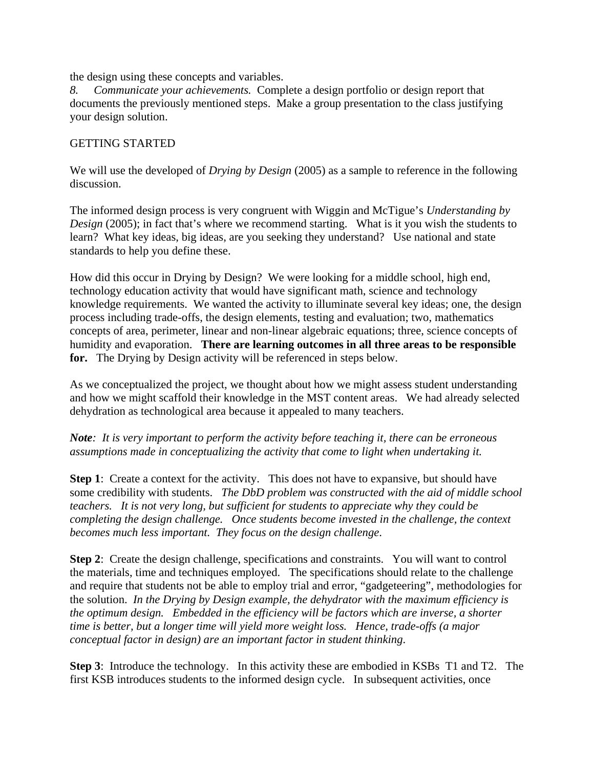the design using these concepts and variables.

*8. Communicate your achievements.* Complete a design portfolio or design report that documents the previously mentioned steps. Make a group presentation to the class justifying your design solution.

GETTING STARTED

We will use the developed of *Drying by Design* (2005) as a sample to reference in the following discussion.

The informed design process is very congruent with Wiggin and McTigue's *Understanding by Design* (2005); in fact that's where we recommend starting. What is it you wish the students to learn? What key ideas, big ideas, are you seeking they understand? Use national and state standards to help you define these.

How did this occur in Drying by Design? We were looking for a middle school, high end, technology education activity that would have significant math, science and technology knowledge requirements. We wanted the activity to illuminate several key ideas; one, the design process including trade-offs, the design elements, testing and evaluation; two, mathematics concepts of area, perimeter, linear and non-linear algebraic equations; three, science concepts of humidity and evaporation. **There are learning outcomes in all three areas to be responsible for.** The Drying by Design activity will be referenced in steps below.

As we conceptualized the project, we thought about how we might assess student understanding and how we might scaffold their knowledge in the MST content areas. We had already selected dehydration as technological area because it appealed to many teachers.

***Note**: It is very important to perform the activity before teaching it, there can be erroneous assumptions made in conceptualizing the activity that come to light when undertaking it.*

**Step 1**: Create a context for the activity. This does not have to expansive, but should have some credibility with students. *The DbD problem was constructed with the aid of middle school teachers. It is not very long, but sufficient for students to appreciate why they could be completing the design challenge. Once students become invested in the challenge, the context becomes much less important. They focus on the design challenge.*

**Step 2**: Create the design challenge, specifications and constraints. You will want to control the materials, time and techniques employed. The specifications should relate to the challenge and require that students not be able to employ trial and error, "gadgeteering", methodologies for the solution. *In the Drying by Design example, the dehydrator with the maximum efficiency is the optimum design. Embedded in the efficiency will be factors which are inverse, a shorter time is better, but a longer time will yield more weight loss. Hence, trade-offs (a major conceptual factor in design) are an important factor in student thinking.*

**Step 3**: Introduce the technology. In this activity these are embodied in KSBs T1 and T2. The first KSB introduces students to the informed design cycle. In subsequent activities, once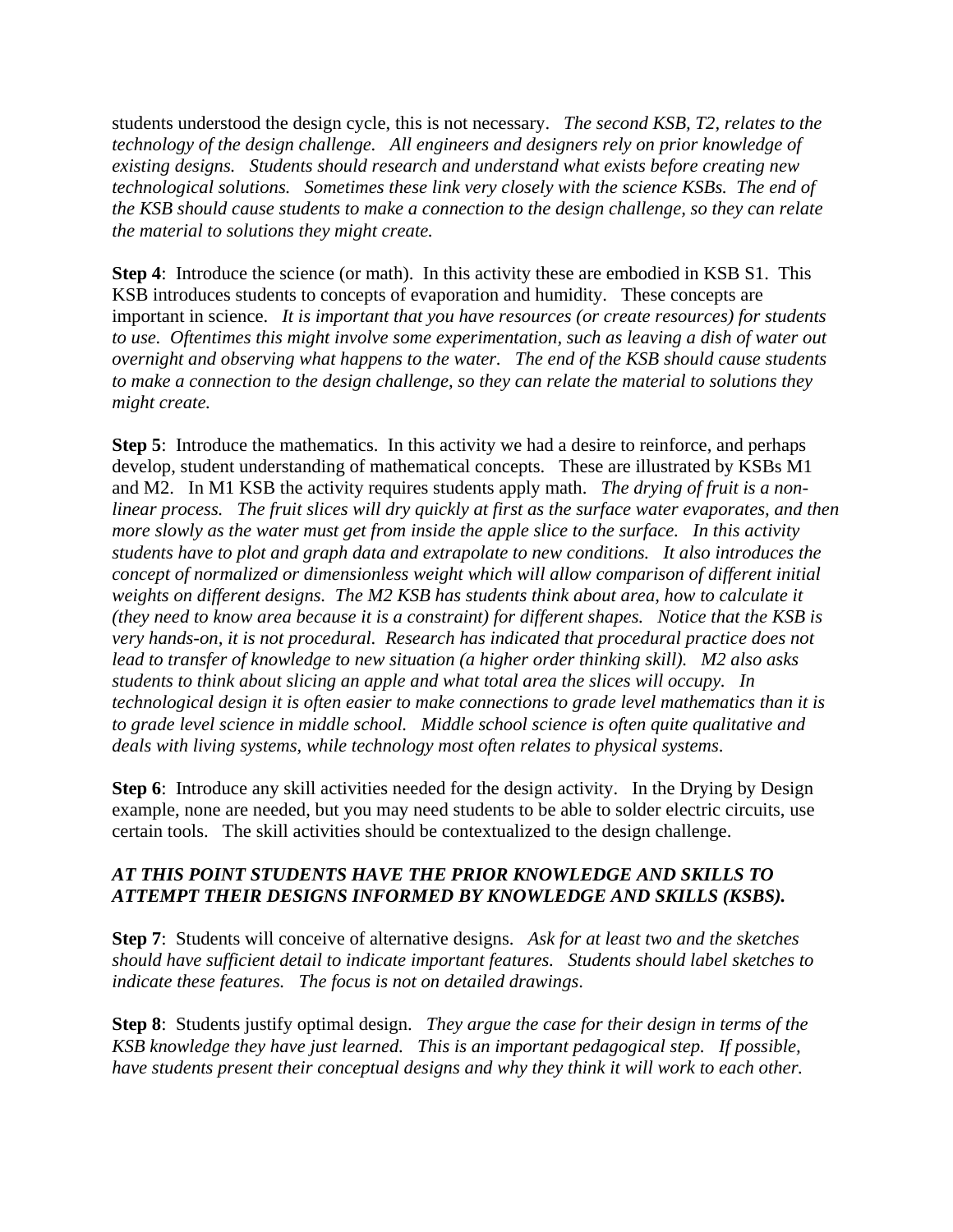students understood the design cycle, this is not necessary. *The second KSB, T2, relates to the technology of the design challenge. All engineers and designers rely on prior knowledge of existing designs. Students should research and understand what exists before creating new technological solutions. Sometimes these link very closely with the science KSBs. The end of the KSB should cause students to make a connection to the design challenge, so they can relate the material to solutions they might create.*

**Step 4**: Introduce the science (or math). In this activity these are embodied in KSB S1. This KSB introduces students to concepts of evaporation and humidity. These concepts are important in science. *It is important that you have resources (or create resources) for students to use. Oftentimes this might involve some experimentation, such as leaving a dish of water out overnight and observing what happens to the water. The end of the KSB should cause students to make a connection to the design challenge, so they can relate the material to solutions they might create.*

**Step 5**: Introduce the mathematics. In this activity we had a desire to reinforce, and perhaps develop, student understanding of mathematical concepts. These are illustrated by KSBs M1 and M2. In M1 KSB the activity requires students apply math. *The drying of fruit is a non-linear process. The fruit slices will dry quickly at first as the surface water evaporates, and then more slowly as the water must get from inside the apple slice to the surface. In this activity students have to plot and graph data and extrapolate to new conditions. It also introduces the concept of normalized or dimensionless weight which will allow comparison of different initial weights on different designs. The M2 KSB has students think about area, how to calculate it (they need to know area because it is a constraint) for different shapes. Notice that the KSB is very hands-on, it is not procedural. Research has indicated that procedural practice does not lead to transfer of knowledge to new situation (a higher order thinking skill). M2 also asks students to think about slicing an apple and what total area the slices will occupy. In technological design it is often easier to make connections to grade level mathematics than it is to grade level science in middle school. Middle school science is often quite qualitative and deals with living systems, while technology most often relates to physical systems.*

**Step 6**: Introduce any skill activities needed for the design activity. In the Drying by Design example, none are needed, but you may need students to be able to solder electric circuits, use certain tools. The skill activities should be contextualized to the design challenge.

***AT THIS POINT STUDENTS HAVE THE PRIOR KNOWLEDGE AND SKILLS TO ATTEMPT THEIR DESIGNS INFORMED BY KNOWLEDGE AND SKILLS (KSBS).***

**Step 7**: Students will conceive of alternative designs. *Ask for at least two and the sketches should have sufficient detail to indicate important features. Students should label sketches to indicate these features. The focus is not on detailed drawings.*

**Step 8**: Students justify optimal design. *They argue the case for their design in terms of the KSB knowledge they have just learned. This is an important pedagogical step. If possible, have students present their conceptual designs and why they think it will work to each other.*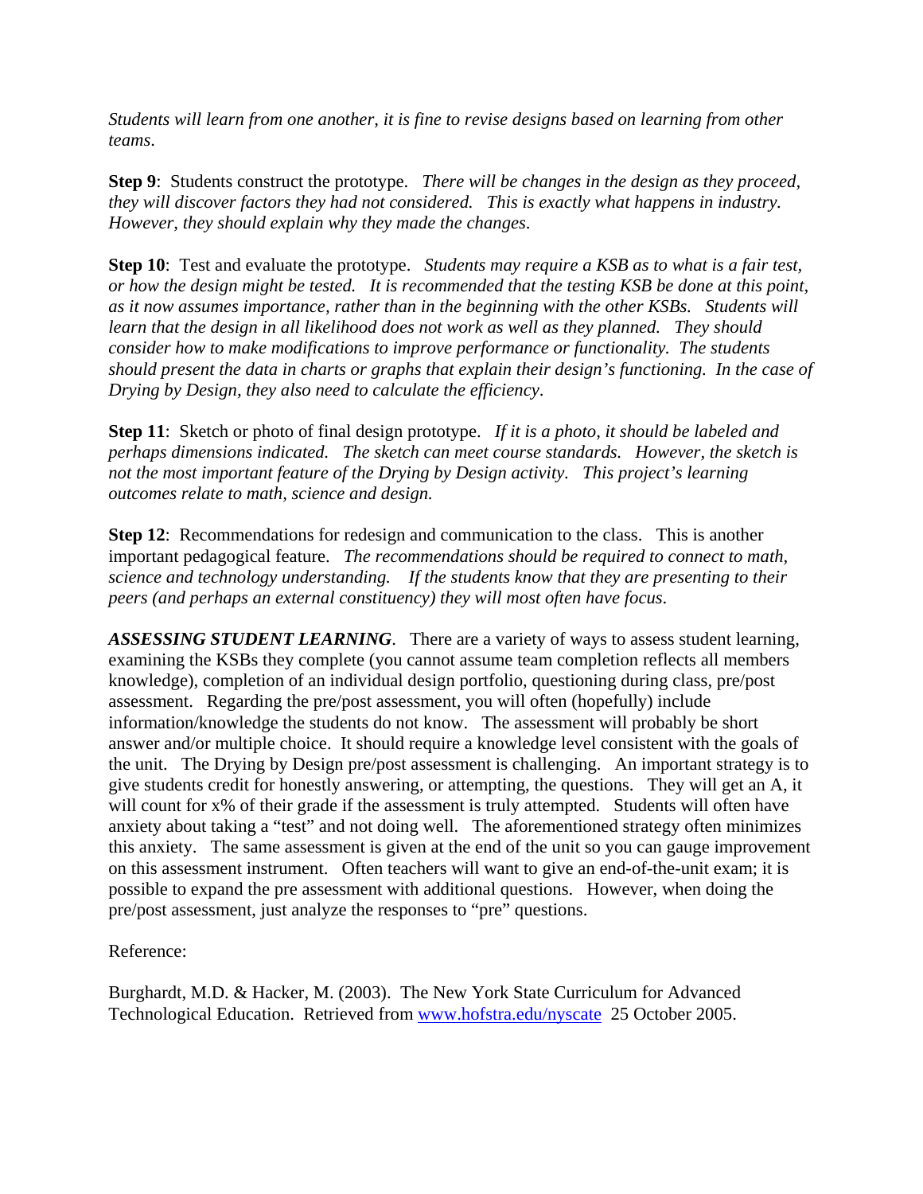*Students will learn from one another, it is fine to revise designs based on learning from other teams.*

**Step 9**: Students construct the prototype. *There will be changes in the design as they proceed, they will discover factors they had not considered. This is exactly what happens in industry. However, they should explain why they made the changes.*

**Step 10**: Test and evaluate the prototype. *Students may require a KSB as to what is a fair test, or how the design might be tested. It is recommended that the testing KSB be done at this point, as it now assumes importance, rather than in the beginning with the other KSBs. Students will learn that the design in all likelihood does not work as well as they planned. They should consider how to make modifications to improve performance or functionality. The students should present the data in charts or graphs that explain their design's functioning. In the case of Drying by Design, they also need to calculate the efficiency.*

**Step 11**: Sketch or photo of final design prototype. *If it is a photo, it should be labeled and perhaps dimensions indicated. The sketch can meet course standards. However, the sketch is not the most important feature of the Drying by Design activity. This project's learning outcomes relate to math, science and design.*

**Step 12**: Recommendations for redesign and communication to the class. This is another important pedagogical feature. *The recommendations should be required to connect to math, science and technology understanding. If the students know that they are presenting to their peers (and perhaps an external constituency) they will most often have focus.*

***ASSESSING STUDENT LEARNING***. There are a variety of ways to assess student learning, examining the KSBs they complete (you cannot assume team completion reflects all members knowledge), completion of an individual design portfolio, questioning during class, pre/post assessment. Regarding the pre/post assessment, you will often (hopefully) include information/knowledge the students do not know. The assessment will probably be short answer and/or multiple choice. It should require a knowledge level consistent with the goals of the unit. The Drying by Design pre/post assessment is challenging. An important strategy is to give students credit for honestly answering, or attempting, the questions. They will get an A, it will count for x% of their grade if the assessment is truly attempted. Students will often have anxiety about taking a "test" and not doing well. The aforementioned strategy often minimizes this anxiety. The same assessment is given at the end of the unit so you can gauge improvement on this assessment instrument. Often teachers will want to give an end-of-the-unit exam; it is possible to expand the pre assessment with additional questions. However, when doing the pre/post assessment, just analyze the responses to "pre" questions.

Reference:

Burghardt, M.D. & Hacker, M. (2003). The New York State Curriculum for Advanced Technological Education. Retrieved from [www.hofstra.edu/nyscate](http://www.hofstra.edu/nyscate) 25 October 2005.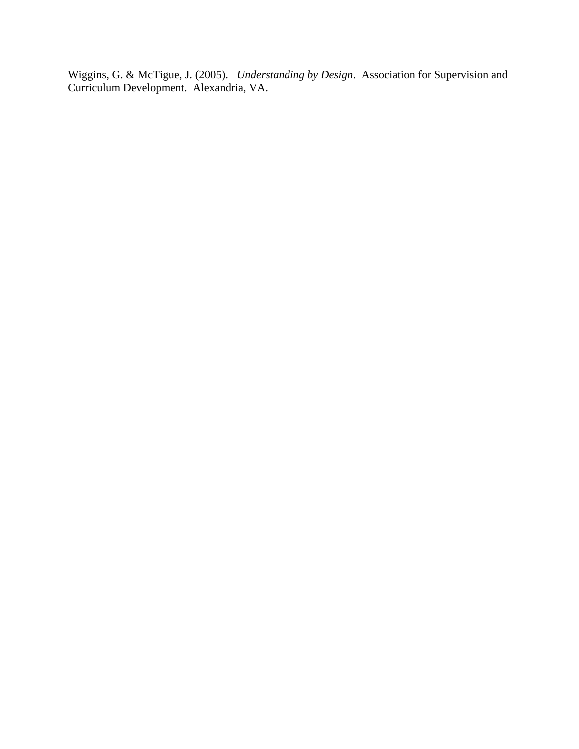Wiggins, G. & McTigue, J. (2005). *Understanding by Design*. Association for Supervision and Curriculum Development. Alexandria, VA.